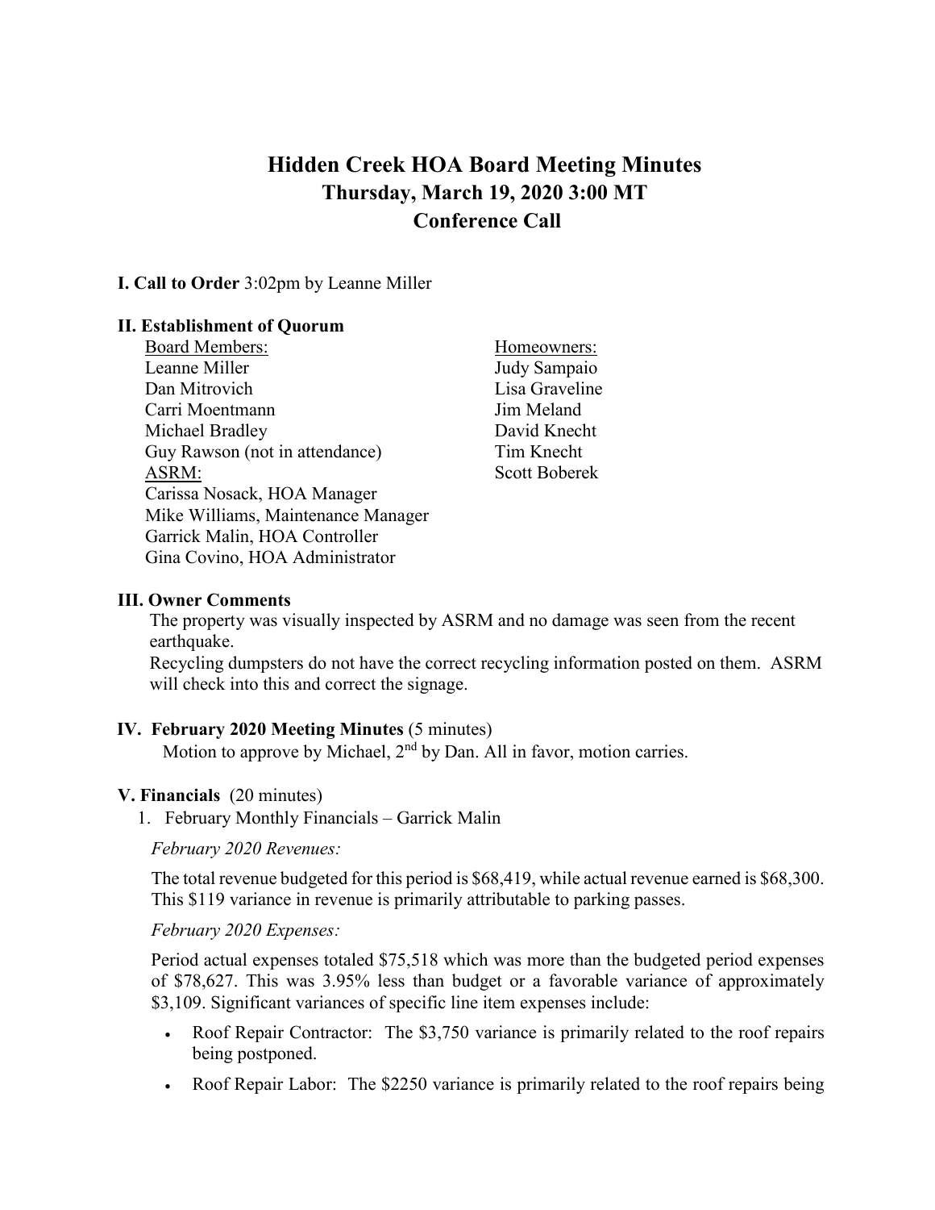# Hidden Creek HOA Board Meeting Minutes
# Thursday, March 19, 2020 3:00 MT
# Conference Call

**I. Call to Order** 3:02pm by Leanne Miller

**II. Establishment of Quorum**

Board Members:
Leanne Miller
Dan Mitrovich
Carri Moentmann
Michael Bradley
Guy Rawson (not in attendance)

ASRM:
Carissa Nosack, HOA Manager
Mike Williams, Maintenance Manager
Garrick Malin, HOA Controller
Gina Covino, HOA Administrator

Homeowners:
Judy Sampaio
Lisa Graveline
Jim Meland
David Knecht
Tim Knecht
Scott Boberek

**III. Owner Comments**

The property was visually inspected by ASRM and no damage was seen from the recent earthquake.

Recycling dumpsters do not have the correct recycling information posted on them. ASRM will check into this and correct the signage.

**IV. February 2020 Meeting Minutes** (5 minutes)

Motion to approve by Michael, 2nd by Dan. All in favor, motion carries.

**V. Financials** (20 minutes)

1. February Monthly Financials – Garrick Malin

*February 2020 Revenues:*

The total revenue budgeted for this period is $68,419, while actual revenue earned is $68,300. This $119 variance in revenue is primarily attributable to parking passes.

*February 2020 Expenses:*

Period actual expenses totaled $75,518 which was more than the budgeted period expenses of $78,627. This was 3.95% less than budget or a favorable variance of approximately $3,109. Significant variances of specific line item expenses include:

- Roof Repair Contractor: The $3,750 variance is primarily related to the roof repairs being postponed.
- Roof Repair Labor: The $2250 variance is primarily related to the roof repairs being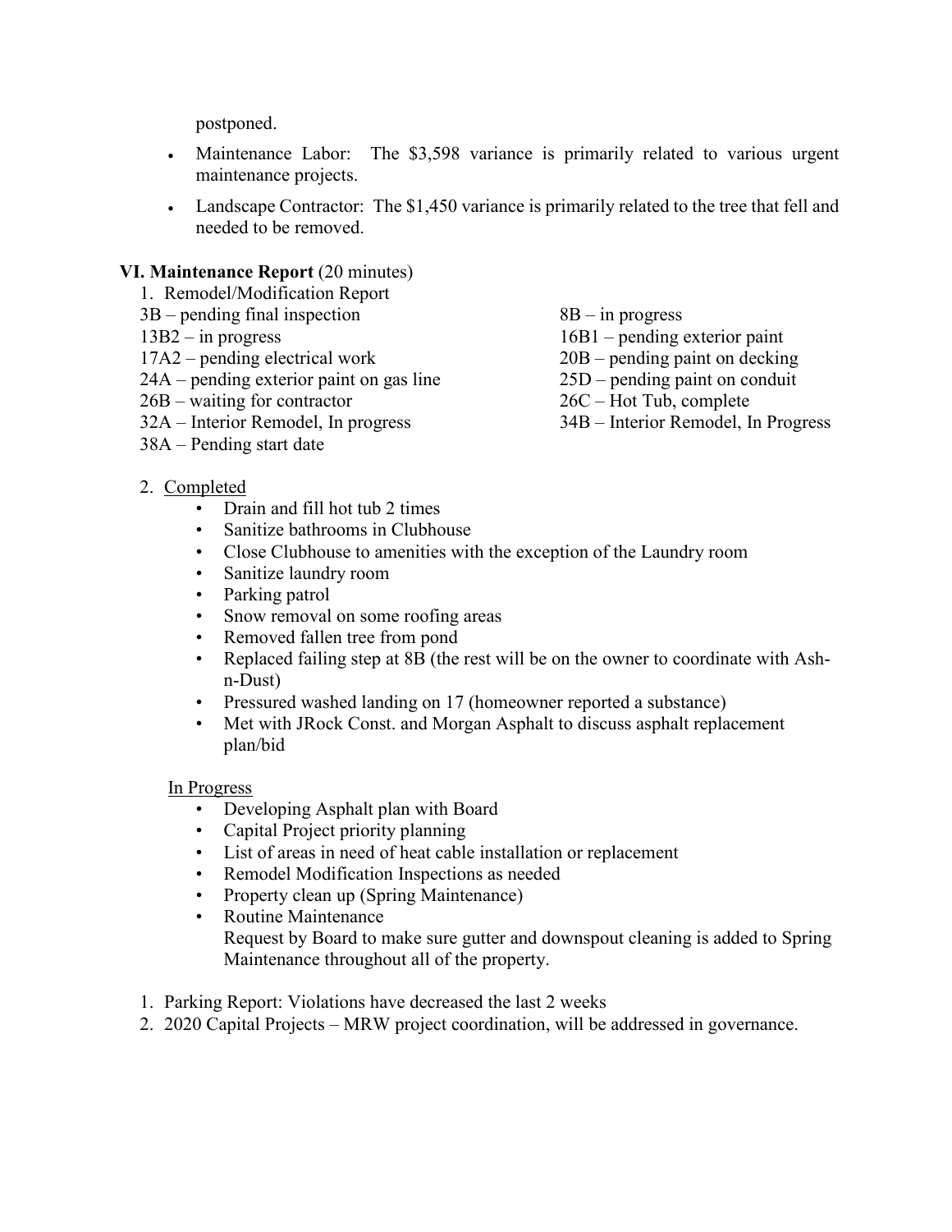postponed.

- Maintenance Labor: The $3,598 variance is primarily related to various urgent maintenance projects.
- Landscape Contractor: The $1,450 variance is primarily related to the tree that fell and needed to be removed.

## VI. Maintenance Report (20 minutes)

1. Remodel/Modification Report

3B – pending final inspection
8B – in progress
13B2 – in progress
16B1 – pending exterior paint
17A2 – pending electrical work
20B – pending paint on decking
24A – pending exterior paint on gas line
25D – pending paint on conduit
26B – waiting for contractor
26C – Hot Tub, complete
32A – Interior Remodel, In progress
34B – Interior Remodel, In Progress
38A – Pending start date

2. Completed
   - Drain and fill hot tub 2 times
   - Sanitize bathrooms in Clubhouse
   - Close Clubhouse to amenities with the exception of the Laundry room
   - Sanitize laundry room
   - Parking patrol
   - Snow removal on some roofing areas
   - Removed fallen tree from pond
   - Replaced failing step at 8B (the rest will be on the owner to coordinate with Ash-n-Dust)
   - Pressured washed landing on 17 (homeowner reported a substance)
   - Met with JRock Const. and Morgan Asphalt to discuss asphalt replacement plan/bid

   In Progress
   - Developing Asphalt plan with Board
   - Capital Project priority planning
   - List of areas in need of heat cable installation or replacement
   - Remodel Modification Inspections as needed
   - Property clean up (Spring Maintenance)
   - Routine Maintenance
     Request by Board to make sure gutter and downspout cleaning is added to Spring Maintenance throughout all of the property.

1. Parking Report: Violations have decreased the last 2 weeks
2. 2020 Capital Projects – MRW project coordination, will be addressed in governance.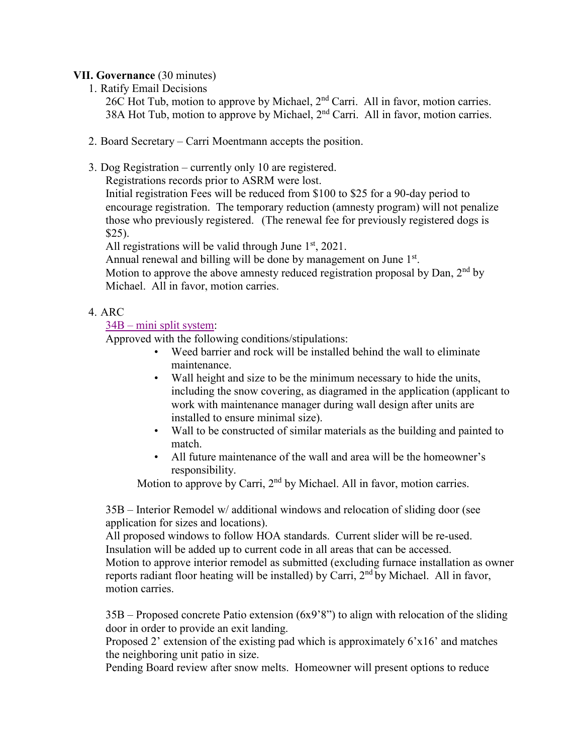**VII. Governance** (30 minutes)

1. Ratify Email Decisions

   26C Hot Tub, motion to approve by Michael, 2nd Carri. All in favor, motion carries.
   38A Hot Tub, motion to approve by Michael, 2nd Carri. All in favor, motion carries.

2. Board Secretary – Carri Moentmann accepts the position.

3. Dog Registration – currently only 10 are registered.

   Registrations records prior to ASRM were lost.
   Initial registration Fees will be reduced from $100 to $25 for a 90-day period to encourage registration. The temporary reduction (amnesty program) will not penalize those who previously registered. (The renewal fee for previously registered dogs is $25).
   All registrations will be valid through June 1st, 2021.
   Annual renewal and billing will be done by management on June 1st.
   Motion to approve the above amnesty reduced registration proposal by Dan, 2nd by Michael. All in favor, motion carries.

4. ARC

   34B – mini split system:
   Approved with the following conditions/stipulations:

   - Weed barrier and rock will be installed behind the wall to eliminate maintenance.
   - Wall height and size to be the minimum necessary to hide the units, including the snow covering, as diagramed in the application (applicant to work with maintenance manager during wall design after units are installed to ensure minimal size).
   - Wall to be constructed of similar materials as the building and painted to match.
   - All future maintenance of the wall and area will be the homeowner's responsibility.

   Motion to approve by Carri, 2nd by Michael. All in favor, motion carries.

   35B – Interior Remodel w/ additional windows and relocation of sliding door (see application for sizes and locations).
   All proposed windows to follow HOA standards. Current slider will be re-used.
   Insulation will be added up to current code in all areas that can be accessed.
   Motion to approve interior remodel as submitted (excluding furnace installation as owner reports radiant floor heating will be installed) by Carri, 2nd by Michael. All in favor, motion carries.

   35B – Proposed concrete Patio extension (6x9'8") to align with relocation of the sliding door in order to provide an exit landing.
   Proposed 2' extension of the existing pad which is approximately 6'x16' and matches the neighboring unit patio in size.
   Pending Board review after snow melts. Homeowner will present options to reduce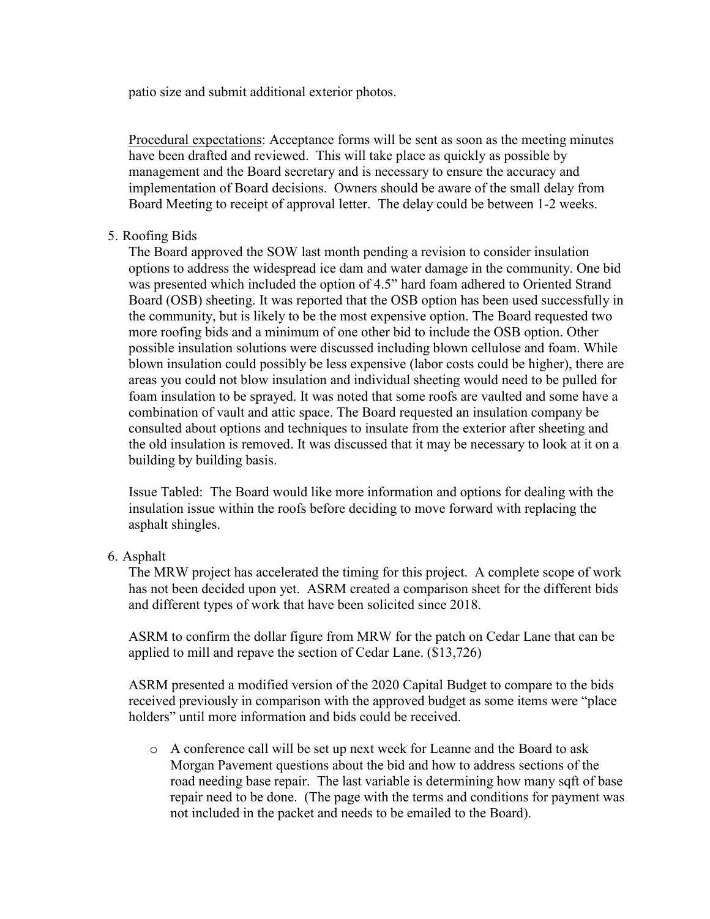patio size and submit additional exterior photos.

Procedural expectations: Acceptance forms will be sent as soon as the meeting minutes have been drafted and reviewed. This will take place as quickly as possible by management and the Board secretary and is necessary to ensure the accuracy and implementation of Board decisions. Owners should be aware of the small delay from Board Meeting to receipt of approval letter. The delay could be between 1-2 weeks.

5. Roofing Bids

   The Board approved the SOW last month pending a revision to consider insulation options to address the widespread ice dam and water damage in the community. One bid was presented which included the option of 4.5" hard foam adhered to Oriented Strand Board (OSB) sheeting. It was reported that the OSB option has been used successfully in the community, but is likely to be the most expensive option. The Board requested two more roofing bids and a minimum of one other bid to include the OSB option. Other possible insulation solutions were discussed including blown cellulose and foam. While blown insulation could possibly be less expensive (labor costs could be higher), there are areas you could not blow insulation and individual sheeting would need to be pulled for foam insulation to be sprayed. It was noted that some roofs are vaulted and some have a combination of vault and attic space. The Board requested an insulation company be consulted about options and techniques to insulate from the exterior after sheeting and the old insulation is removed. It was discussed that it may be necessary to look at it on a building by building basis.

   Issue Tabled: The Board would like more information and options for dealing with the insulation issue within the roofs before deciding to move forward with replacing the asphalt shingles.

6. Asphalt

   The MRW project has accelerated the timing for this project. A complete scope of work has not been decided upon yet. ASRM created a comparison sheet for the different bids and different types of work that have been solicited since 2018.

   ASRM to confirm the dollar figure from MRW for the patch on Cedar Lane that can be applied to mill and repave the section of Cedar Lane. ($13,726)

   ASRM presented a modified version of the 2020 Capital Budget to compare to the bids received previously in comparison with the approved budget as some items were "place holders" until more information and bids could be received.

   - A conference call will be set up next week for Leanne and the Board to ask Morgan Pavement questions about the bid and how to address sections of the road needing base repair. The last variable is determining how many sqft of base repair need to be done. (The page with the terms and conditions for payment was not included in the packet and needs to be emailed to the Board).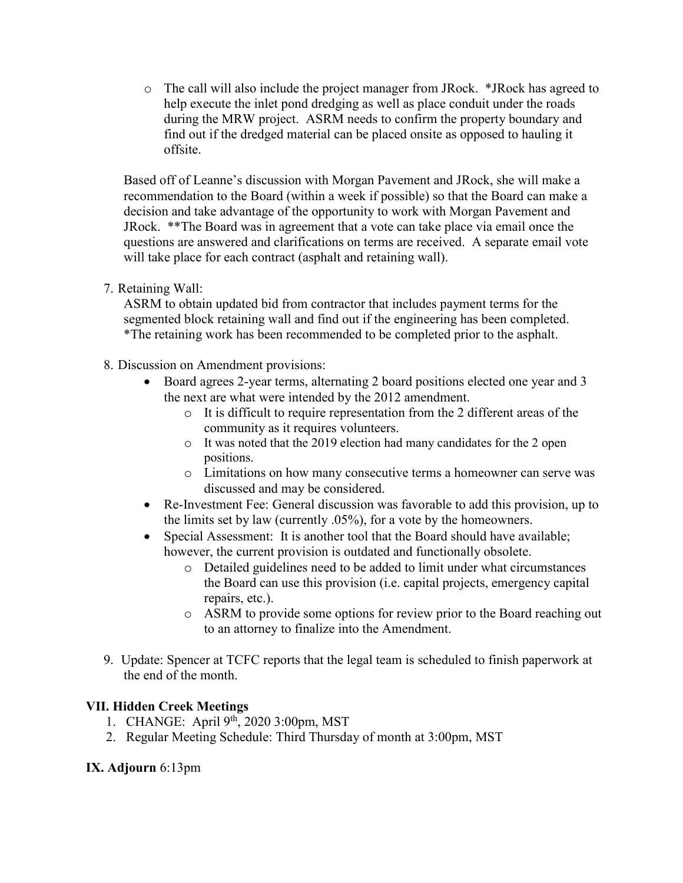- The call will also include the project manager from JRock. *JRock has agreed to help execute the inlet pond dredging as well as place conduit under the roads during the MRW project. ASRM needs to confirm the property boundary and find out if the dredged material can be placed onsite as opposed to hauling it offsite.

Based off of Leanne's discussion with Morgan Pavement and JRock, she will make a recommendation to the Board (within a week if possible) so that the Board can make a decision and take advantage of the opportunity to work with Morgan Pavement and JRock. **The Board was in agreement that a vote can take place via email once the questions are answered and clarifications on terms are received. A separate email vote will take place for each contract (asphalt and retaining wall).

7. Retaining Wall:
   ASRM to obtain updated bid from contractor that includes payment terms for the segmented block retaining wall and find out if the engineering has been completed. *The retaining work has been recommended to be completed prior to the asphalt.

8. Discussion on Amendment provisions:
   - Board agrees 2-year terms, alternating 2 board positions elected one year and 3 the next are what were intended by the 2012 amendment.
     - It is difficult to require representation from the 2 different areas of the community as it requires volunteers.
     - It was noted that the 2019 election had many candidates for the 2 open positions.
     - Limitations on how many consecutive terms a homeowner can serve was discussed and may be considered.
   - Re-Investment Fee: General discussion was favorable to add this provision, up to the limits set by law (currently .05%), for a vote by the homeowners.
   - Special Assessment: It is another tool that the Board should have available; however, the current provision is outdated and functionally obsolete.
     - Detailed guidelines need to be added to limit under what circumstances the Board can use this provision (i.e. capital projects, emergency capital repairs, etc.).
     - ASRM to provide some options for review prior to the Board reaching out to an attorney to finalize into the Amendment.

9. Update: Spencer at TCFC reports that the legal team is scheduled to finish paperwork at the end of the month.

## VII. Hidden Creek Meetings

1. CHANGE: April 9th, 2020 3:00pm, MST
2. Regular Meeting Schedule: Third Thursday of month at 3:00pm, MST

## IX. Adjourn 6:13pm